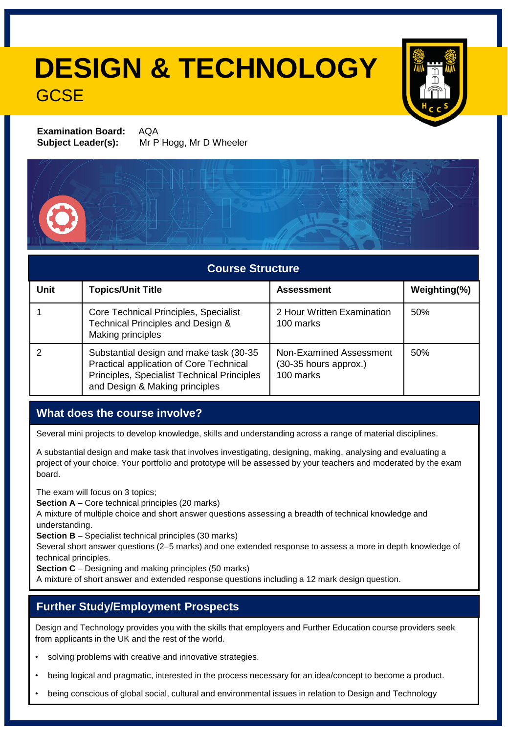# DESIGN & TECHNOLOGY

## GCSE

**Examination Board:** AQA
**Subject Leader(s):** Mr P Hogg, Mr D Wheeler

| Course Structure | | | |
|---|---|---|---|
| **Unit** | **Topics/Unit Title** | **Assessment** | **Weighting(%)** |
| 1 | Core Technical Principles, Specialist Technical Principles and Design & Making principles | 2 Hour Written Examination 100 marks | 50% |
| 2 | Substantial design and make task (30-35 Practical application of Core Technical Principles, Specialist Technical Principles and Design & Making principles | Non-Examined Assessment (30-35 hours approx.) 100 marks | 50% |

## What does the course involve?

Several mini projects to develop knowledge, skills and understanding across a range of material disciplines.

A substantial design and make task that involves investigating, designing, making, analysing and evaluating a project of your choice. Your portfolio and prototype will be assessed by your teachers and moderated by the exam board.

The exam will focus on 3 topics;
**Section A** – Core technical principles (20 marks)
A mixture of multiple choice and short answer questions assessing a breadth of technical knowledge and understanding.
**Section B** – Specialist technical principles (30 marks)
Several short answer questions (2–5 marks) and one extended response to assess a more in depth knowledge of technical principles.
**Section C** – Designing and making principles (50 marks)
A mixture of short answer and extended response questions including a 12 mark design question.

## Further Study/Employment Prospects

Design and Technology provides you with the skills that employers and Further Education course providers seek from applicants in the UK and the rest of the world.

- solving problems with creative and innovative strategies.
- being logical and pragmatic, interested in the process necessary for an idea/concept to become a product.
- being conscious of global social, cultural and environmental issues in relation to Design and Technology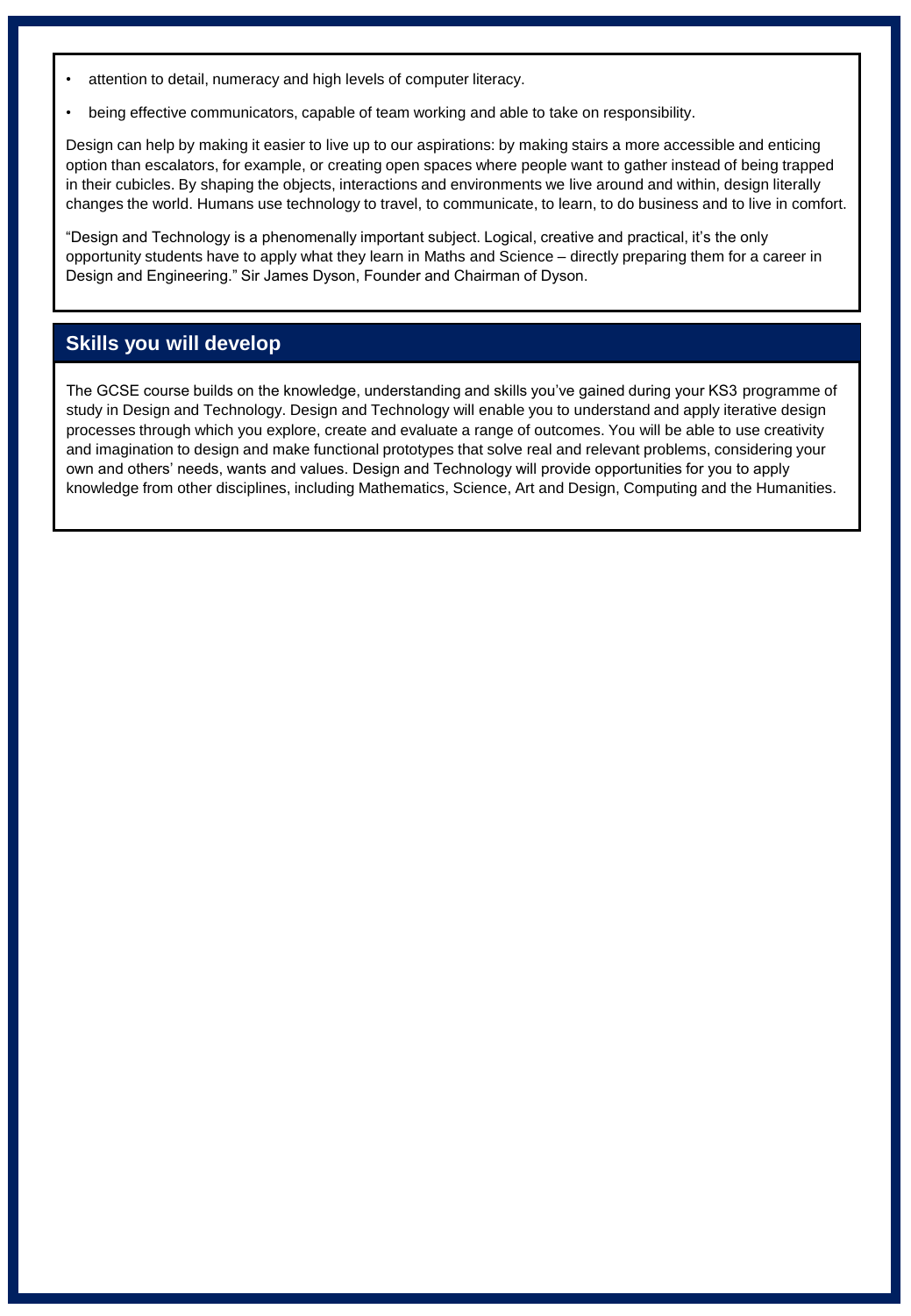- attention to detail, numeracy and high levels of computer literacy.
- being effective communicators, capable of team working and able to take on responsibility.

Design can help by making it easier to live up to our aspirations: by making stairs a more accessible and enticing option than escalators, for example, or creating open spaces where people want to gather instead of being trapped in their cubicles. By shaping the objects, interactions and environments we live around and within, design literally changes the world. Humans use technology to travel, to communicate, to learn, to do business and to live in comfort.

"Design and Technology is a phenomenally important subject. Logical, creative and practical, it's the only opportunity students have to apply what they learn in Maths and Science – directly preparing them for a career in Design and Engineering." Sir James Dyson, Founder and Chairman of Dyson.

## Skills you will develop

The GCSE course builds on the knowledge, understanding and skills you've gained during your KS3 programme of study in Design and Technology. Design and Technology will enable you to understand and apply iterative design processes through which you explore, create and evaluate a range of outcomes. You will be able to use creativity and imagination to design and make functional prototypes that solve real and relevant problems, considering your own and others' needs, wants and values. Design and Technology will provide opportunities for you to apply knowledge from other disciplines, including Mathematics, Science, Art and Design, Computing and the Humanities.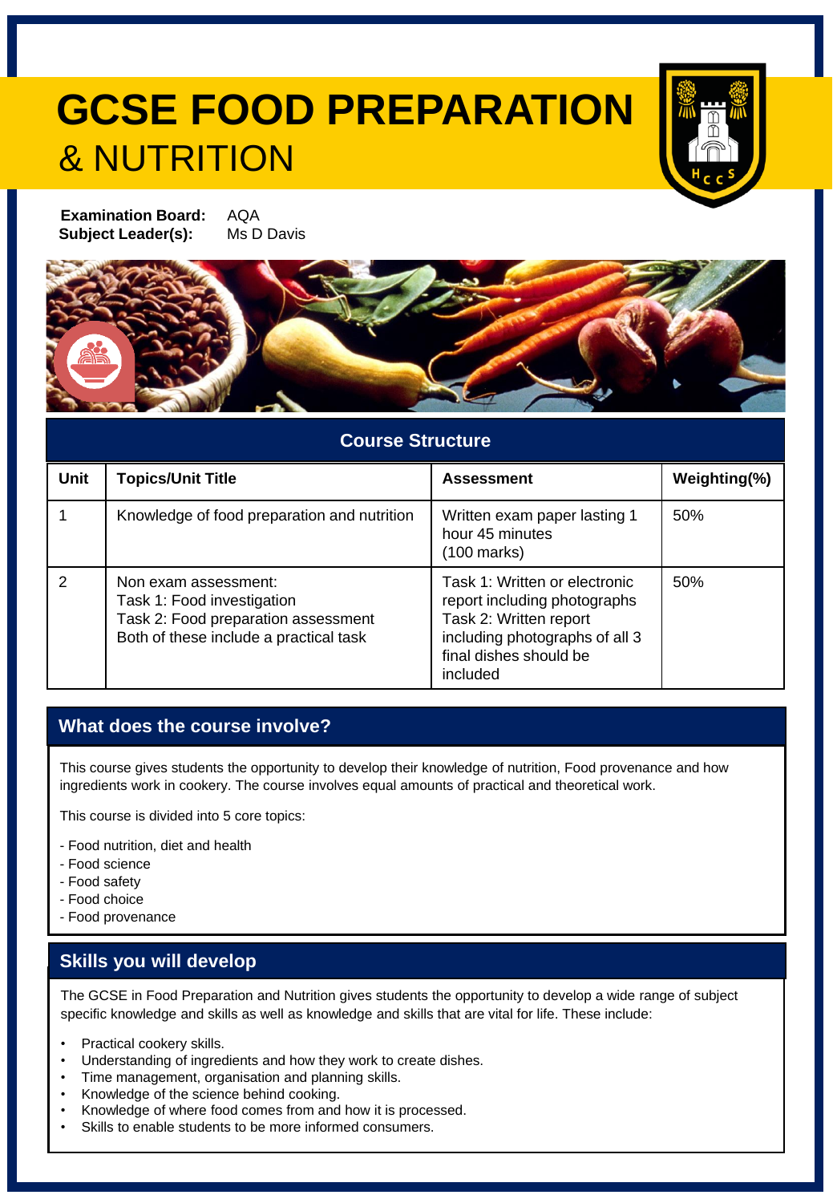# GCSE FOOD PREPARATION & NUTRITION

**Examination Board:** AQA
**Subject Leader(s):** Ms D Davis

## Course Structure

| Unit | Topics/Unit Title | Assessment | Weighting(%) |
|---|---|---|---|
| 1 | Knowledge of food preparation and nutrition | Written exam paper lasting 1 hour 45 minutes (100 marks) | 50% |
| 2 | Non exam assessment:<br>Task 1: Food investigation<br>Task 2: Food preparation assessment<br>Both of these include a practical task | Task 1: Written or electronic report including photographs<br>Task 2: Written report including photographs of all 3 final dishes should be included | 50% |

## What does the course involve?

This course gives students the opportunity to develop their knowledge of nutrition, Food provenance and how ingredients work in cookery. The course involves equal amounts of practical and theoretical work.

This course is divided into 5 core topics:

- Food nutrition, diet and health
- Food science
- Food safety
- Food choice
- Food provenance

## Skills you will develop

The GCSE in Food Preparation and Nutrition gives students the opportunity to develop a wide range of subject specific knowledge and skills as well as knowledge and skills that are vital for life. These include:

- Practical cookery skills.
- Understanding of ingredients and how they work to create dishes.
- Time management, organisation and planning skills.
- Knowledge of the science behind cooking.
- Knowledge of where food comes from and how it is processed.
- Skills to enable students to be more informed consumers.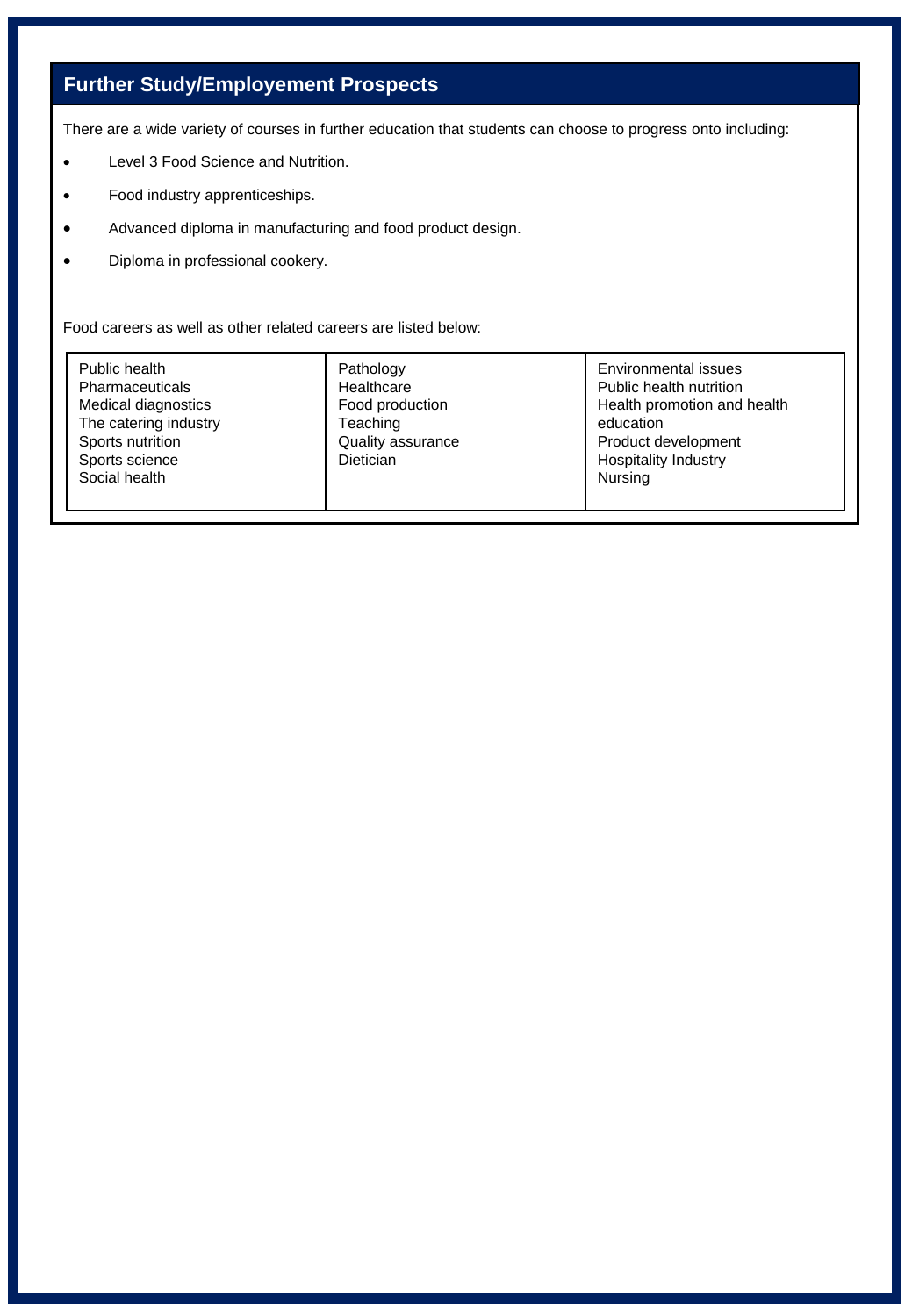## Further Study/Employement Prospects

There are a wide variety of courses in further education that students can choose to progress onto including:

- Level 3 Food Science and Nutrition.
- Food industry apprenticeships.
- Advanced diploma in manufacturing and food product design.
- Diploma in professional cookery.

Food careers as well as other related careers are listed below:

| | | |
|---|---|---|
| Public health<br>Pharmaceuticals<br>Medical diagnostics<br>The catering industry<br>Sports nutrition<br>Sports science<br>Social health | Pathology<br>Healthcare<br>Food production<br>Teaching<br>Quality assurance<br>Dietician | Environmental issues<br>Public health nutrition<br>Health promotion and health education<br>Product development<br>Hospitality Industry<br>Nursing |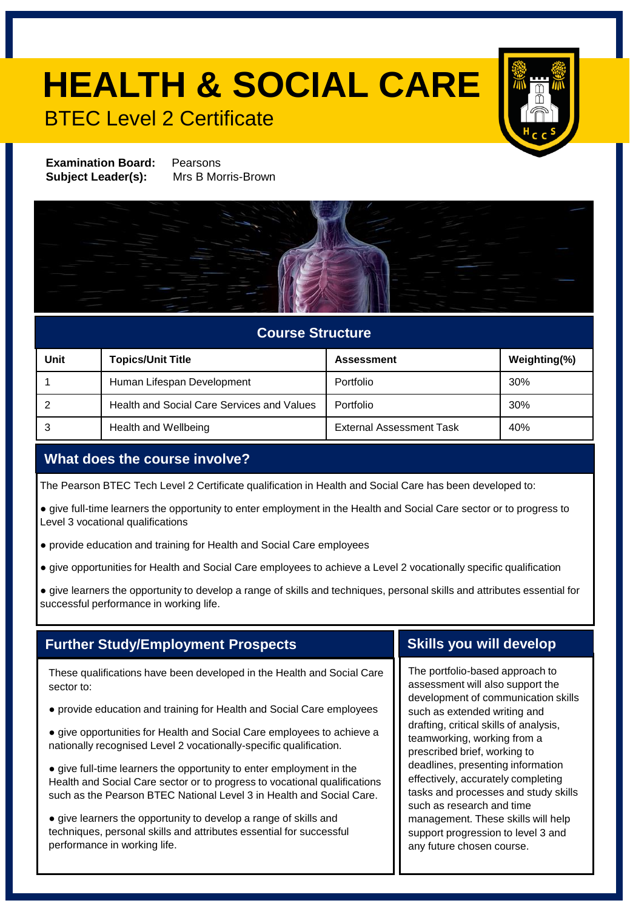# HEALTH & SOCIAL CARE

## BTEC Level 2 Certificate

**Examination Board:** Pearsons
**Subject Leader(s):** Mrs B Morris-Brown

## Course Structure

| Unit | Topics/Unit Title | Assessment | Weighting(%) |
|---|---|---|---|
| 1 | Human Lifespan Development | Portfolio | 30% |
| 2 | Health and Social Care Services and Values | Portfolio | 30% |
| 3 | Health and Wellbeing | External Assessment Task | 40% |

## What does the course involve?

The Pearson BTEC Tech Level 2 Certificate qualification in Health and Social Care has been developed to:

- give full-time learners the opportunity to enter employment in the Health and Social Care sector or to progress to Level 3 vocational qualifications
- provide education and training for Health and Social Care employees
- give opportunities for Health and Social Care employees to achieve a Level 2 vocationally specific qualification
- give learners the opportunity to develop a range of skills and techniques, personal skills and attributes essential for successful performance in working life.

## Further Study/Employment Prospects

These qualifications have been developed in the Health and Social Care sector to:

- provide education and training for Health and Social Care employees
- give opportunities for Health and Social Care employees to achieve a nationally recognised Level 2 vocationally-specific qualification.
- give full-time learners the opportunity to enter employment in the Health and Social Care sector or to progress to vocational qualifications such as the Pearson BTEC National Level 3 in Health and Social Care.
- give learners the opportunity to develop a range of skills and techniques, personal skills and attributes essential for successful performance in working life.

## Skills you will develop

The portfolio-based approach to assessment will also support the development of communication skills such as extended writing and drafting, critical skills of analysis, teamworking, working from a prescribed brief, working to deadlines, presenting information effectively, accurately completing tasks and processes and study skills such as research and time management. These skills will help support progression to level 3 and any future chosen course.